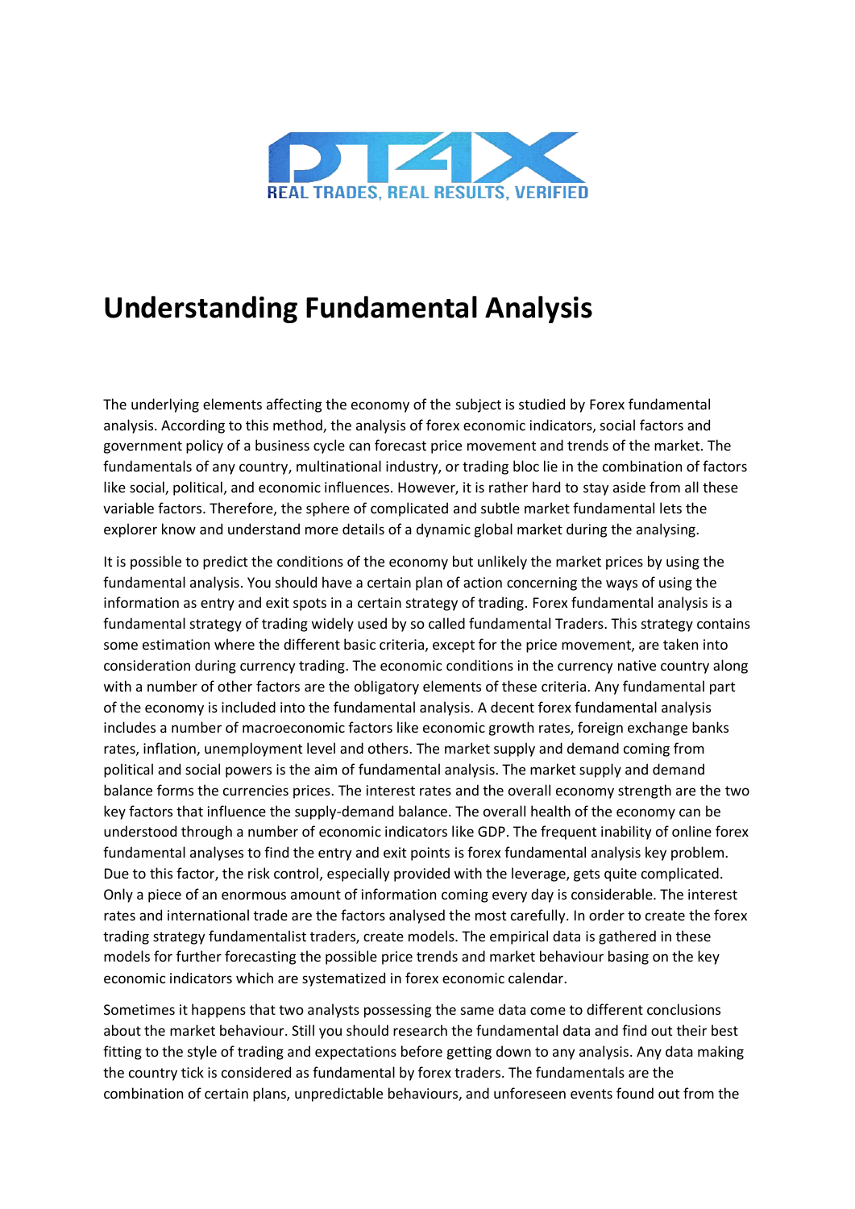# Understanding Fundamental Analysis

The underlying elements affecting the economy of the subject is studied by Forex fundamental analysis. According to this method, the analysis of forex economic indicators, social factors and government policy of a business cycle can forecast price movement and trends of the market. The fundamentals of any country, multinational industry, or trading bloc lie in the combination of factors like social, political, and economic influences. However, it is rather hard to stay aside from all these variable factors. Therefore, the sphere of complicated and subtle market fundamental lets the explorer know and understand more details of a dynamic global market during the analysing.

It is possible to predict the conditions of the economy but unlikely the market prices by using the fundamental analysis. You should have a certain plan of action concerning the ways of using the information as entry and exit spots in a certain strategy of trading. Forex fundamental analysis is a fundamental strategy of trading widely used by so called fundamental Traders. This strategy contains some estimation where the different basic criteria, except for the price movement, are taken into consideration during currency trading. The economic conditions in the currency native country along with a number of other factors are the obligatory elements of these criteria. Any fundamental part of the economy is included into the fundamental analysis. A decent forex fundamental analysis includes a number of macroeconomic factors like economic growth rates, foreign exchange banks rates, inflation, unemployment level and others. The market supply and demand coming from political and social powers is the aim of fundamental analysis. The market supply and demand balance forms the currencies prices. The interest rates and the overall economy strength are the two key factors that influence the supply-demand balance. The overall health of the economy can be understood through a number of economic indicators like GDP. The frequent inability of online forex fundamental analyses to find the entry and exit points is forex fundamental analysis key problem. Due to this factor, the risk control, especially provided with the leverage, gets quite complicated. Only a piece of an enormous amount of information coming every day is considerable. The interest rates and international trade are the factors analysed the most carefully. In order to create the forex trading strategy fundamentalist traders, create models. The empirical data is gathered in these models for further forecasting the possible price trends and market behaviour basing on the key economic indicators which are systematized in forex economic calendar.

Sometimes it happens that two analysts possessing the same data come to different conclusions about the market behaviour. Still you should research the fundamental data and find out their best fitting to the style of trading and expectations before getting down to any analysis. Any data making the country tick is considered as fundamental by forex traders. The fundamentals are the combination of certain plans, unpredictable behaviours, and unforeseen events found out from the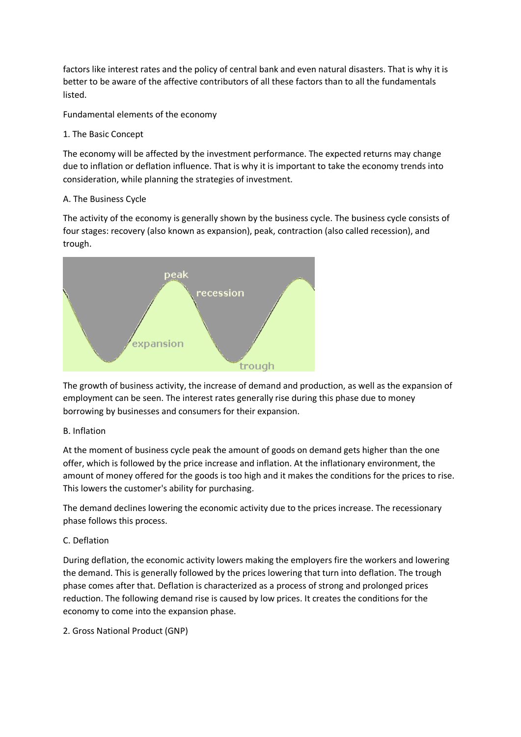factors like interest rates and the policy of central bank and even natural disasters. That is why it is better to be aware of the affective contributors of all these factors than to all the fundamentals listed.

## Fundamental elements of the economy

### 1. The Basic Concept

The economy will be affected by the investment performance. The expected returns may change due to inflation or deflation influence. That is why it is important to take the economy trends into consideration, while planning the strategies of investment.

#### A. The Business Cycle

The activity of the economy is generally shown by the business cycle. The business cycle consists of four stages: recovery (also known as expansion), peak, contraction (also called recession), and trough.

The growth of business activity, the increase of demand and production, as well as the expansion of employment can be seen. The interest rates generally rise during this phase due to money borrowing by businesses and consumers for their expansion.

#### B. Inflation

At the moment of business cycle peak the amount of goods on demand gets higher than the one offer, which is followed by the price increase and inflation. At the inflationary environment, the amount of money offered for the goods is too high and it makes the conditions for the prices to rise. This lowers the customer's ability for purchasing.

The demand declines lowering the economic activity due to the prices increase. The recessionary phase follows this process.

#### C. Deflation

During deflation, the economic activity lowers making the employers fire the workers and lowering the demand. This is generally followed by the prices lowering that turn into deflation. The trough phase comes after that. Deflation is characterized as a process of strong and prolonged prices reduction. The following demand rise is caused by low prices. It creates the conditions for the economy to come into the expansion phase.

### 2. Gross National Product (GNP)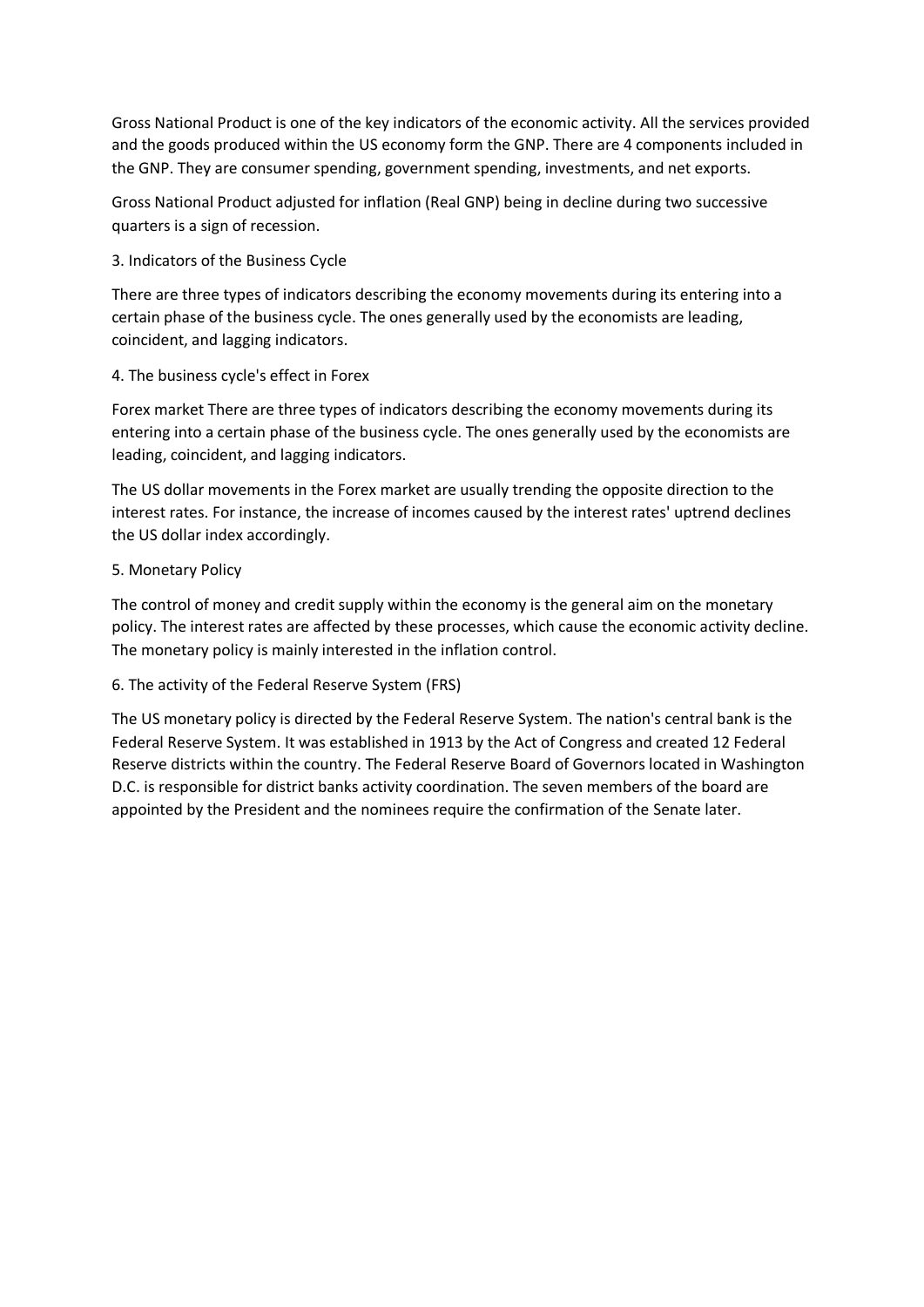Gross National Product is one of the key indicators of the economic activity. All the services provided and the goods produced within the US economy form the GNP. There are 4 components included in the GNP. They are consumer spending, government spending, investments, and net exports.

Gross National Product adjusted for inflation (Real GNP) being in decline during two successive quarters is a sign of recession.

## 3. Indicators of the Business Cycle

There are three types of indicators describing the economy movements during its entering into a certain phase of the business cycle. The ones generally used by the economists are leading, coincident, and lagging indicators.

## 4. The business cycle's effect in Forex

Forex market There are three types of indicators describing the economy movements during its entering into a certain phase of the business cycle. The ones generally used by the economists are leading, coincident, and lagging indicators.

The US dollar movements in the Forex market are usually trending the opposite direction to the interest rates. For instance, the increase of incomes caused by the interest rates' uptrend declines the US dollar index accordingly.

## 5. Monetary Policy

The control of money and credit supply within the economy is the general aim on the monetary policy. The interest rates are affected by these processes, which cause the economic activity decline. The monetary policy is mainly interested in the inflation control.

## 6. The activity of the Federal Reserve System (FRS)

The US monetary policy is directed by the Federal Reserve System. The nation's central bank is the Federal Reserve System. It was established in 1913 by the Act of Congress and created 12 Federal Reserve districts within the country. The Federal Reserve Board of Governors located in Washington D.C. is responsible for district banks activity coordination. The seven members of the board are appointed by the President and the nominees require the confirmation of the Senate later.